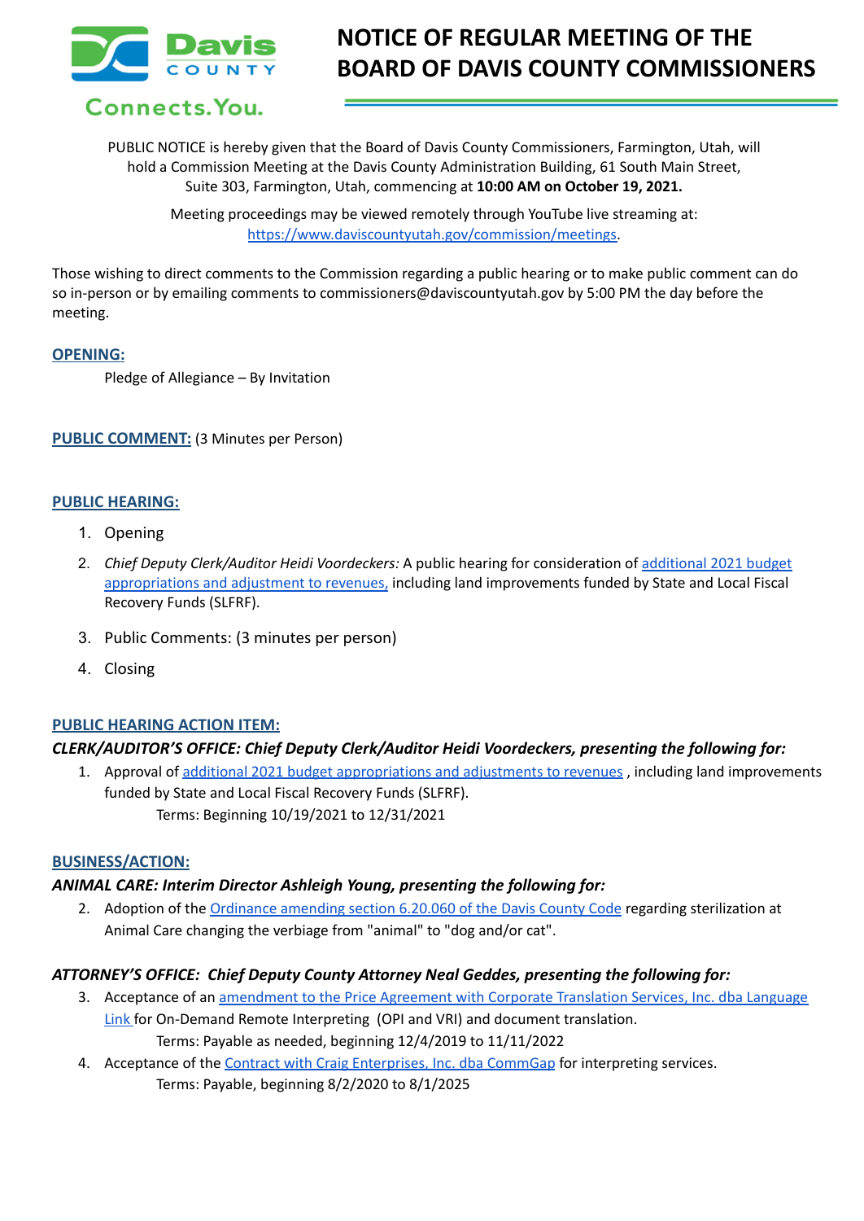Davis COUNTY Connects.You.

# NOTICE OF REGULAR MEETING OF THE BOARD OF DAVIS COUNTY COMMISSIONERS

PUBLIC NOTICE is hereby given that the Board of Davis County Commissioners, Farmington, Utah, will hold a Commission Meeting at the Davis County Administration Building, 61 South Main Street, Suite 303, Farmington, Utah, commencing at **10:00 AM on October 19, 2021.**

Meeting proceedings may be viewed remotely through YouTube live streaming at: https://www.daviscountyutah.gov/commission/meetings.

Those wishing to direct comments to the Commission regarding a public hearing or to make public comment can do so in-person or by emailing comments to commissioners@daviscountyutah.gov by 5:00 PM the day before the meeting.

## OPENING:

Pledge of Allegiance – By Invitation

## PUBLIC COMMENT: (3 Minutes per Person)

## PUBLIC HEARING:

1. Opening
2. *Chief Deputy Clerk/Auditor Heidi Voordeckers:* A public hearing for consideration of additional 2021 budget appropriations and adjustment to revenues, including land improvements funded by State and Local Fiscal Recovery Funds (SLFRF).
3. Public Comments: (3 minutes per person)
4. Closing

## PUBLIC HEARING ACTION ITEM:

***CLERK/AUDITOR'S OFFICE: Chief Deputy Clerk/Auditor Heidi Voordeckers, presenting the following for:***

1. Approval of additional 2021 budget appropriations and adjustments to revenues , including land improvements funded by State and Local Fiscal Recovery Funds (SLFRF).
   Terms: Beginning 10/19/2021 to 12/31/2021

## BUSINESS/ACTION:

***ANIMAL CARE: Interim Director Ashleigh Young, presenting the following for:***

2. Adoption of the Ordinance amending section 6.20.060 of the Davis County Code regarding sterilization at Animal Care changing the verbiage from "animal" to "dog and/or cat".

***ATTORNEY'S OFFICE: Chief Deputy County Attorney Neal Geddes, presenting the following for:***

3. Acceptance of an amendment to the Price Agreement with Corporate Translation Services, Inc. dba Language Link for On-Demand Remote Interpreting (OPI and VRI) and document translation.
   Terms: Payable as needed, beginning 12/4/2019 to 11/11/2022
4. Acceptance of the Contract with Craig Enterprises, Inc. dba CommGap for interpreting services.
   Terms: Payable, beginning 8/2/2020 to 8/1/2025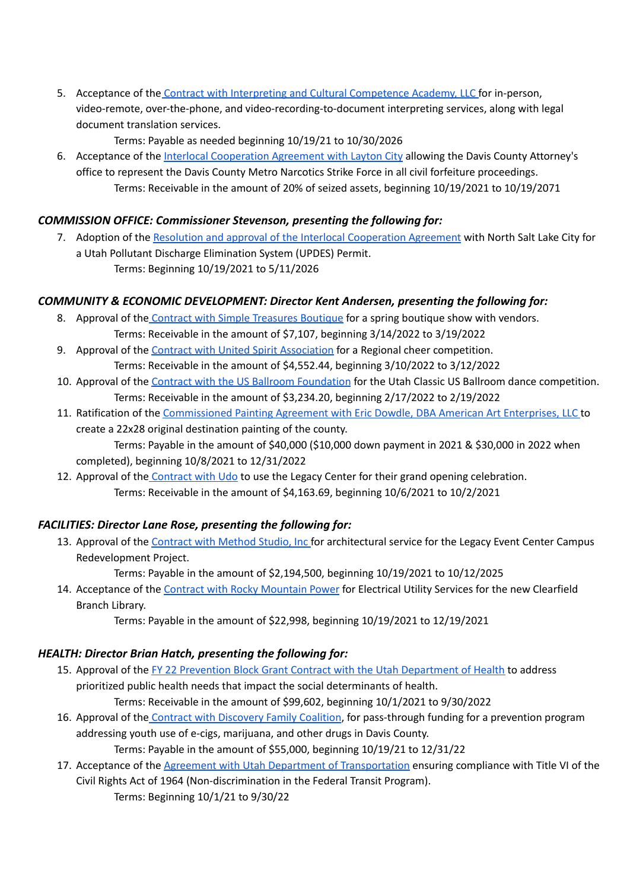5. Acceptance of the Contract with Interpreting and Cultural Competence Academy, LLC for in-person, video-remote, over-the-phone, and video-recording-to-document interpreting services, along with legal document translation services.
   
   Terms: Payable as needed beginning 10/19/21 to 10/30/2026
6. Acceptance of the Interlocal Cooperation Agreement with Layton City allowing the Davis County Attorney's office to represent the Davis County Metro Narcotics Strike Force in all civil forfeiture proceedings.
   
   Terms: Receivable in the amount of 20% of seized assets, beginning 10/19/2021 to 10/19/2071

### *COMMISSION OFFICE: Commissioner Stevenson, presenting the following for:*

7. Adoption of the Resolution and approval of the Interlocal Cooperation Agreement with North Salt Lake City for a Utah Pollutant Discharge Elimination System (UPDES) Permit.
   
   Terms: Beginning 10/19/2021 to 5/11/2026

### *COMMUNITY & ECONOMIC DEVELOPMENT: Director Kent Andersen, presenting the following for:*

8. Approval of the Contract with Simple Treasures Boutique for a spring boutique show with vendors.
   
   Terms: Receivable in the amount of $7,107, beginning 3/14/2022 to 3/19/2022
9. Approval of the Contract with United Spirit Association for a Regional cheer competition.
   
   Terms: Receivable in the amount of $4,552.44, beginning 3/10/2022 to 3/12/2022
10. Approval of the Contract with the US Ballroom Foundation for the Utah Classic US Ballroom dance competition.
    
    Terms: Receivable in the amount of $3,234.20, beginning 2/17/2022 to 2/19/2022
11. Ratification of the Commissioned Painting Agreement with Eric Dowdle, DBA American Art Enterprises, LLC to create a 22x28 original destination painting of the county.
    
    Terms: Payable in the amount of $40,000 ($10,000 down payment in 2021 & $30,000 in 2022 when completed), beginning 10/8/2021 to 12/31/2022
12. Approval of the Contract with Udo to use the Legacy Center for their grand opening celebration.
    
    Terms: Receivable in the amount of $4,163.69, beginning 10/6/2021 to 10/2/2021

### *FACILITIES: Director Lane Rose, presenting the following for:*

13. Approval of the Contract with Method Studio, Inc for architectural service for the Legacy Event Center Campus Redevelopment Project.
    
    Terms: Payable in the amount of $2,194,500, beginning 10/19/2021 to 10/12/2025
14. Acceptance of the Contract with Rocky Mountain Power for Electrical Utility Services for the new Clearfield Branch Library.
    
    Terms: Payable in the amount of $22,998, beginning 10/19/2021 to 12/19/2021

### *HEALTH: Director Brian Hatch, presenting the following for:*

15. Approval of the FY 22 Prevention Block Grant Contract with the Utah Department of Health to address prioritized public health needs that impact the social determinants of health.
    
    Terms: Receivable in the amount of $99,602, beginning 10/1/2021 to 9/30/2022
16. Approval of the Contract with Discovery Family Coalition, for pass-through funding for a prevention program addressing youth use of e-cigs, marijuana, and other drugs in Davis County.
    
    Terms: Payable in the amount of $55,000, beginning 10/19/21 to 12/31/22
17. Acceptance of the Agreement with Utah Department of Transportation ensuring compliance with Title VI of the Civil Rights Act of 1964 (Non-discrimination in the Federal Transit Program).
    
    Terms: Beginning 10/1/21 to 9/30/22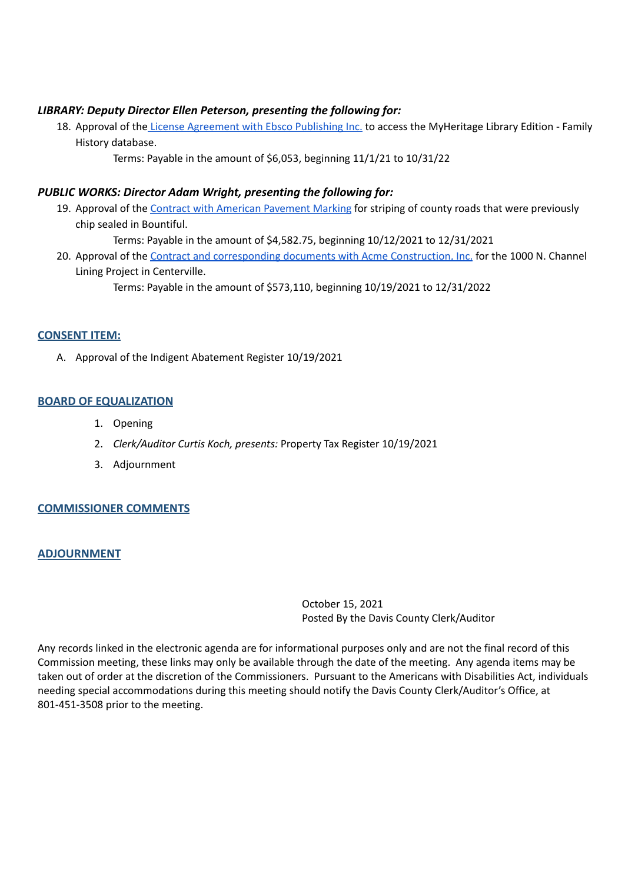***LIBRARY: Deputy Director Ellen Peterson, presenting the following for:***

18. Approval of the License Agreement with Ebsco Publishing Inc. to access the MyHeritage Library Edition - Family History database.

    Terms: Payable in the amount of $6,053, beginning 11/1/21 to 10/31/22

***PUBLIC WORKS: Director Adam Wright, presenting the following for:***

19. Approval of the Contract with American Pavement Marking for striping of county roads that were previously chip sealed in Bountiful.

    Terms: Payable in the amount of $4,582.75, beginning 10/12/2021 to 12/31/2021

20. Approval of the Contract and corresponding documents with Acme Construction, Inc. for the 1000 N. Channel Lining Project in Centerville.

    Terms: Payable in the amount of $573,110, beginning 10/19/2021 to 12/31/2022

## CONSENT ITEM:

A. Approval of the Indigent Abatement Register 10/19/2021

## BOARD OF EQUALIZATION

1. Opening
2. *Clerk/Auditor Curtis Koch, presents:* Property Tax Register 10/19/2021
3. Adjournment

## COMMISSIONER COMMENTS

## ADJOURNMENT

October 15, 2021
Posted By the Davis County Clerk/Auditor

Any records linked in the electronic agenda are for informational purposes only and are not the final record of this Commission meeting, these links may only be available through the date of the meeting. Any agenda items may be taken out of order at the discretion of the Commissioners. Pursuant to the Americans with Disabilities Act, individuals needing special accommodations during this meeting should notify the Davis County Clerk/Auditor's Office, at 801-451-3508 prior to the meeting.